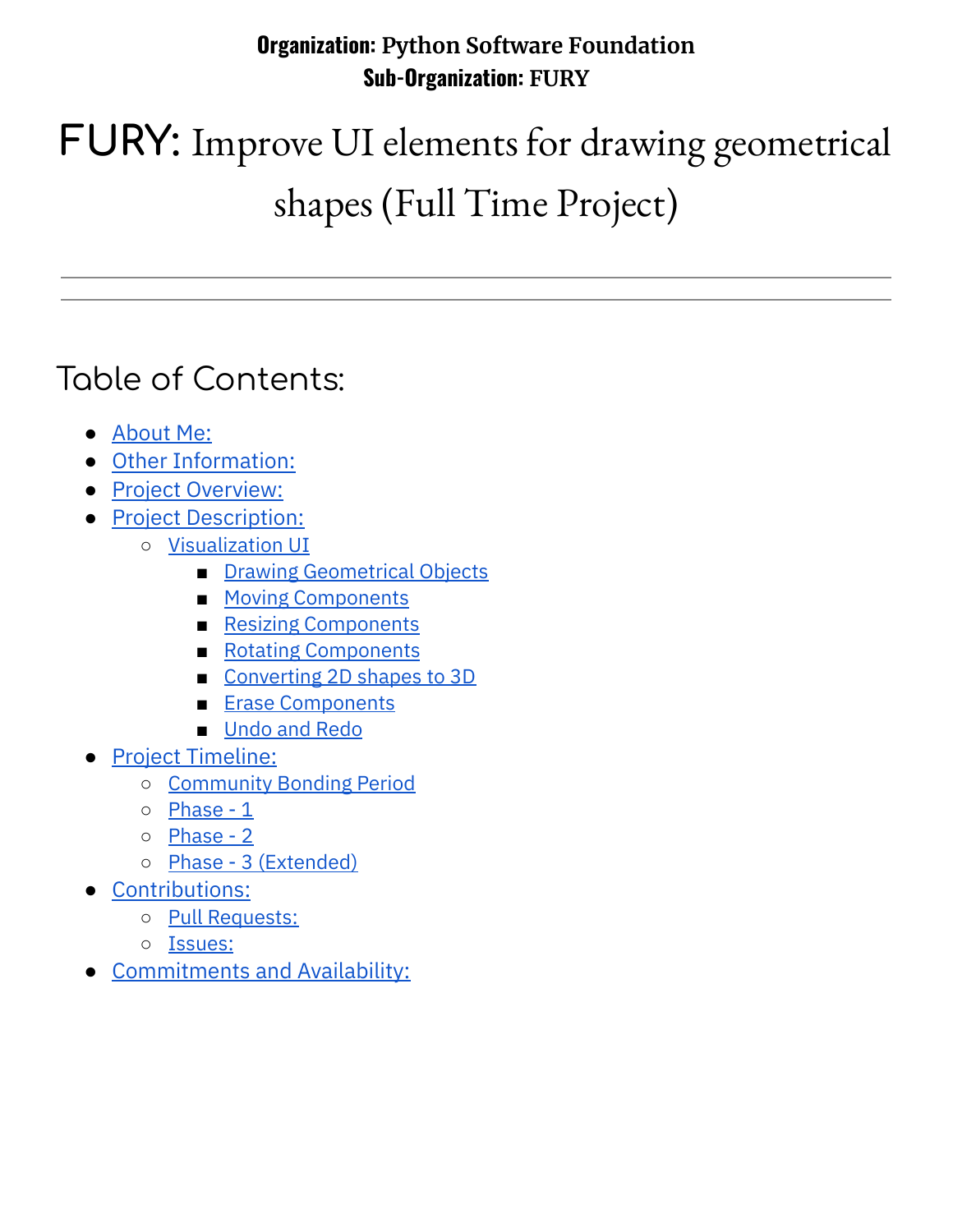**Organization: Python Software Foundation**
**Sub-Organization: FURY**

# FURY: Improve UI elements for drawing geometrical shapes (Full Time Project)

---

---

## Table of Contents:

- About Me:
- Other Information:
- Project Overview:
- Project Description:
  - Visualization UI
    - Drawing Geometrical Objects
    - Moving Components
    - Resizing Components
    - Rotating Components
    - Converting 2D shapes to 3D
    - Erase Components
    - Undo and Redo
- Project Timeline:
  - Community Bonding Period
  - Phase - 1
  - Phase - 2
  - Phase - 3 (Extended)
- Contributions:
  - Pull Requests:
  - Issues:
- Commitments and Availability: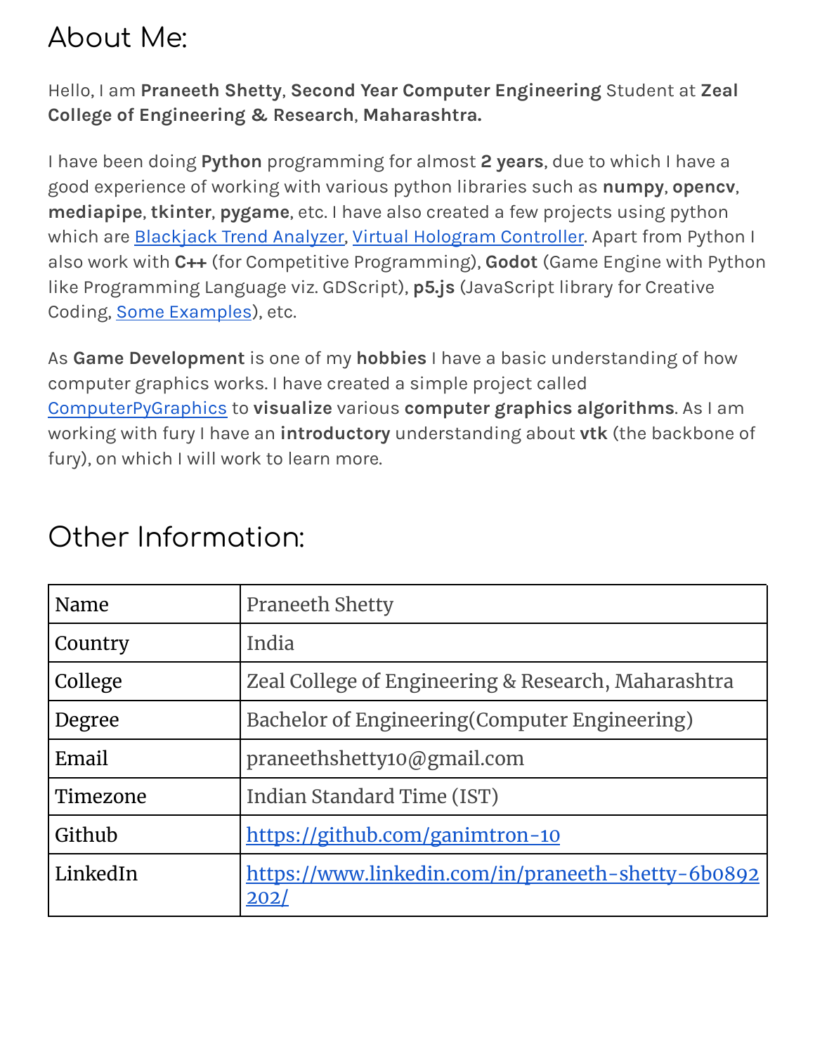## About Me:

Hello, I am **Praneeth Shetty**, **Second Year Computer Engineering** Student at **Zeal College of Engineering & Research**, **Maharashtra.**

I have been doing **Python** programming for almost **2 years**, due to which I have a good experience of working with various python libraries such as **numpy**, **opencv**, **mediapipe**, **tkinter**, **pygame**, etc. I have also created a few projects using python which are Blackjack Trend Analyzer, Virtual Hologram Controller. Apart from Python I also work with **C++** (for Competitive Programming), **Godot** (Game Engine with Python like Programming Language viz. GDScript), **p5.js** (JavaScript library for Creative Coding, Some Examples), etc.

As **Game Development** is one of my **hobbies** I have a basic understanding of how computer graphics works. I have created a simple project called ComputerPyGraphics to **visualize** various **computer graphics algorithms**. As I am working with fury I have an **introductory** understanding about **vtk** (the backbone of fury), on which I will work to learn more.

## Other Information:

| | |
|---|---|
| Name | Praneeth Shetty |
| Country | India |
| College | Zeal College of Engineering & Research, Maharashtra |
| Degree | Bachelor of Engineering(Computer Engineering) |
| Email | praneethshetty10@gmail.com |
| Timezone | Indian Standard Time (IST) |
| Github | https://github.com/ganimtron-10 |
| LinkedIn | https://www.linkedin.com/in/praneeth-shetty-6b0892202/ |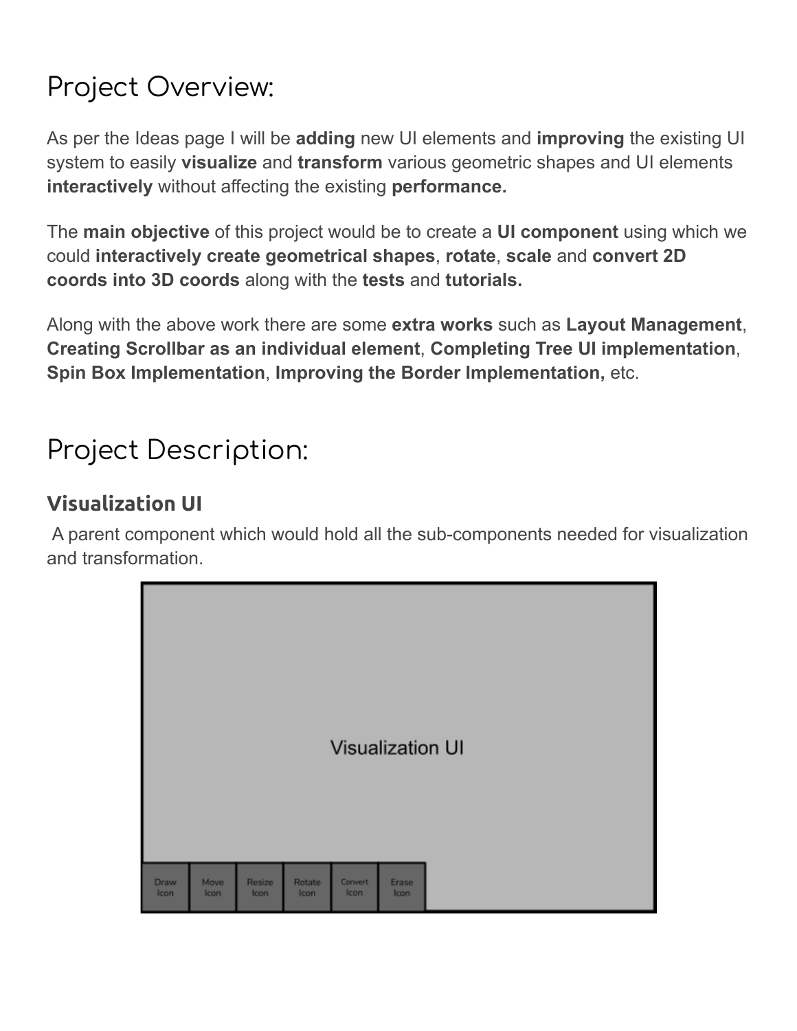# Project Overview:

As per the Ideas page I will be **adding** new UI elements and **improving** the existing UI system to easily **visualize** and **transform** various geometric shapes and UI elements **interactively** without affecting the existing **performance.**

The **main objective** of this project would be to create a **UI component** using which we could **interactively create geometrical shapes**, **rotate**, **scale** and **convert 2D coords into 3D coords** along with the **tests** and **tutorials.**

Along with the above work there are some **extra works** such as **Layout Management**, **Creating Scrollbar as an individual element**, **Completing Tree UI implementation**, **Spin Box Implementation**, **Improving the Border Implementation,** etc.

# Project Description:

## Visualization UI

A parent component which would hold all the sub-components needed for visualization and transformation.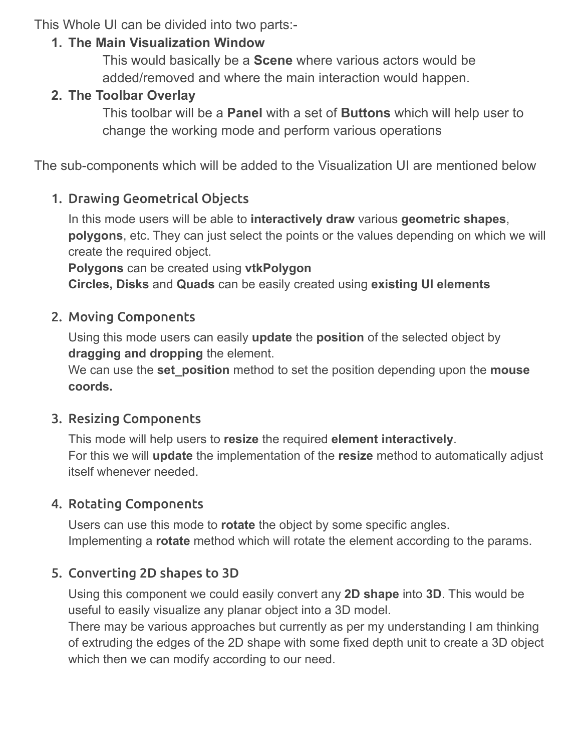This Whole UI can be divided into two parts:-

1. **The Main Visualization Window**

   This would basically be a **Scene** where various actors would be added/removed and where the main interaction would happen.

2. **The Toolbar Overlay**

   This toolbar will be a **Panel** with a set of **Buttons** which will help user to change the working mode and perform various operations

The sub-components which will be added to the Visualization UI are mentioned below

1. Drawing Geometrical Objects

   In this mode users will be able to **interactively draw** various **geometric shapes**, **polygons**, etc. They can just select the points or the values depending on which we will create the required object.
   **Polygons** can be created using **vtkPolygon**
   **Circles, Disks** and **Quads** can be easily created using **existing UI elements**

2. Moving Components

   Using this mode users can easily **update** the **position** of the selected object by **dragging and dropping** the element.
   We can use the **set_position** method to set the position depending upon the **mouse coords.**

3. Resizing Components

   This mode will help users to **resize** the required **element interactively**.
   For this we will **update** the implementation of the **resize** method to automatically adjust itself whenever needed.

4. Rotating Components

   Users can use this mode to **rotate** the object by some specific angles.
   Implementing a **rotate** method which will rotate the element according to the params.

5. Converting 2D shapes to 3D

   Using this component we could easily convert any **2D shape** into **3D**. This would be useful to easily visualize any planar object into a 3D model.
   There may be various approaches but currently as per my understanding I am thinking of extruding the edges of the 2D shape with some fixed depth unit to create a 3D object which then we can modify according to our need.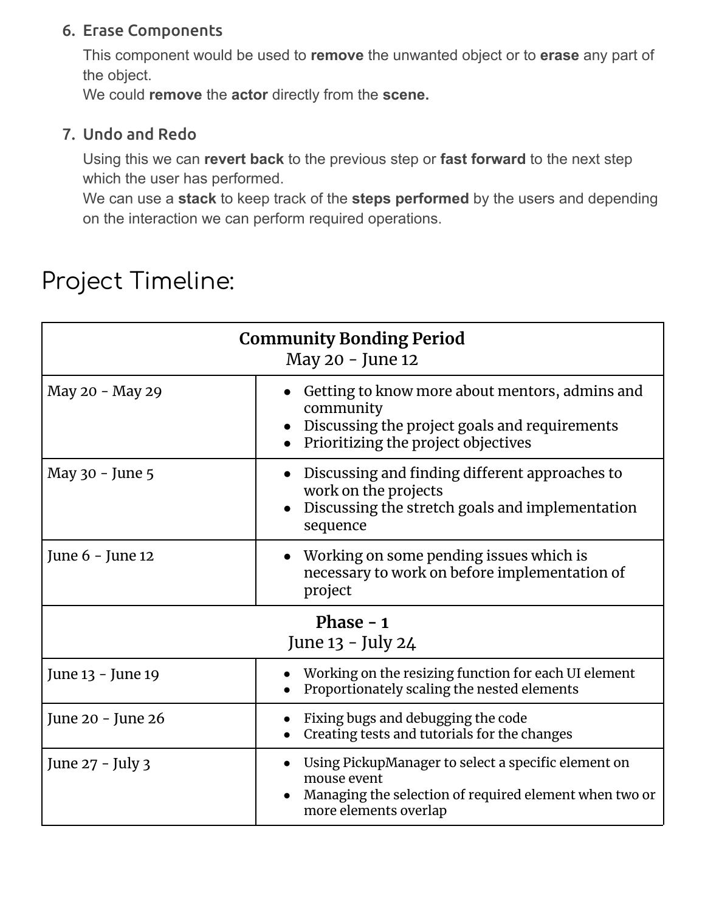6. **Erase Components**

   This component would be used to **remove** the unwanted object or to **erase** any part of the object.
   We could **remove** the **actor** directly from the **scene.**

7. **Undo and Redo**

   Using this we can **revert back** to the previous step or **fast forward** to the next step which the user has performed.
   We can use a **stack** to keep track of the **steps performed** by the users and depending on the interaction we can perform required operations.

# Project Timeline:

| **Community Bonding Period**<br>May 20 - June 12 | |
|---|---|
| May 20 - May 29 | • Getting to know more about mentors, admins and community<br>• Discussing the project goals and requirements<br>• Prioritizing the project objectives |
| May 30 - June 5 | • Discussing and finding different approaches to work on the projects<br>• Discussing the stretch goals and implementation sequence |
| June 6 - June 12 | • Working on some pending issues which is necessary to work on before implementation of project |
| **Phase - 1**<br>June 13 - July 24 | |
| June 13 - June 19 | • Working on the resizing function for each UI element<br>• Proportionately scaling the nested elements |
| June 20 - June 26 | • Fixing bugs and debugging the code<br>• Creating tests and tutorials for the changes |
| June 27 - July 3 | • Using PickupManager to select a specific element on mouse event<br>• Managing the selection of required element when two or more elements overlap |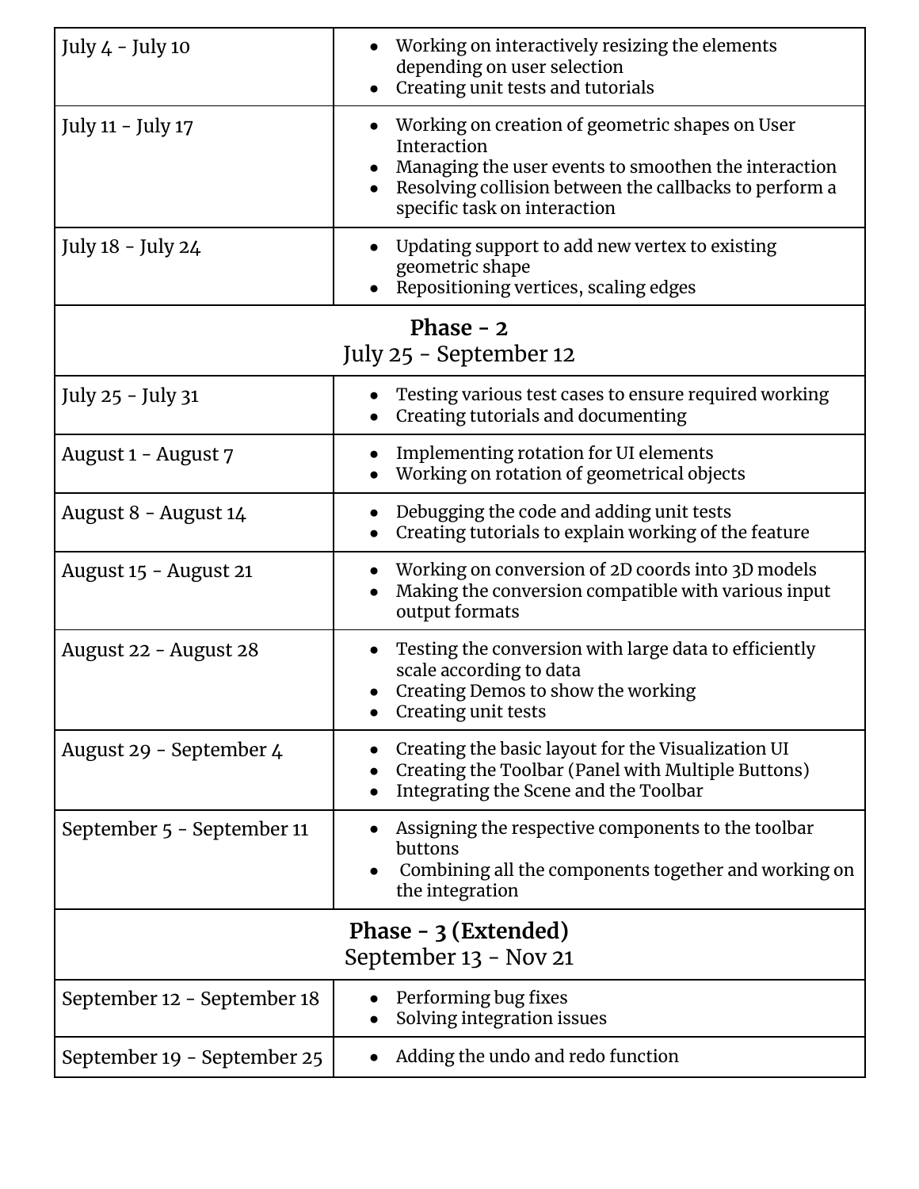| | |
|---|---|
| July 4 - July 10 | • Working on interactively resizing the elements depending on user selection<br>• Creating unit tests and tutorials |
| July 11 - July 17 | • Working on creation of geometric shapes on User Interaction<br>• Managing the user events to smoothen the interaction<br>• Resolving collision between the callbacks to perform a specific task on interaction |
| July 18 - July 24 | • Updating support to add new vertex to existing geometric shape<br>• Repositioning vertices, scaling edges |
| **Phase - 2**<br>July 25 - September 12 | |
| July 25 - July 31 | • Testing various test cases to ensure required working<br>• Creating tutorials and documenting |
| August 1 - August 7 | • Implementing rotation for UI elements<br>• Working on rotation of geometrical objects |
| August 8 - August 14 | • Debugging the code and adding unit tests<br>• Creating tutorials to explain working of the feature |
| August 15 - August 21 | • Working on conversion of 2D coords into 3D models<br>• Making the conversion compatible with various input output formats |
| August 22 - August 28 | • Testing the conversion with large data to efficiently scale according to data<br>• Creating Demos to show the working<br>• Creating unit tests |
| August 29 - September 4 | • Creating the basic layout for the Visualization UI<br>• Creating the Toolbar (Panel with Multiple Buttons)<br>• Integrating the Scene and the Toolbar |
| September 5 - September 11 | • Assigning the respective components to the toolbar buttons<br>• Combining all the components together and working on the integration |
| **Phase - 3 (Extended)**<br>September 13 - Nov 21 | |
| September 12 - September 18 | • Performing bug fixes<br>• Solving integration issues |
| September 19 - September 25 | • Adding the undo and redo function |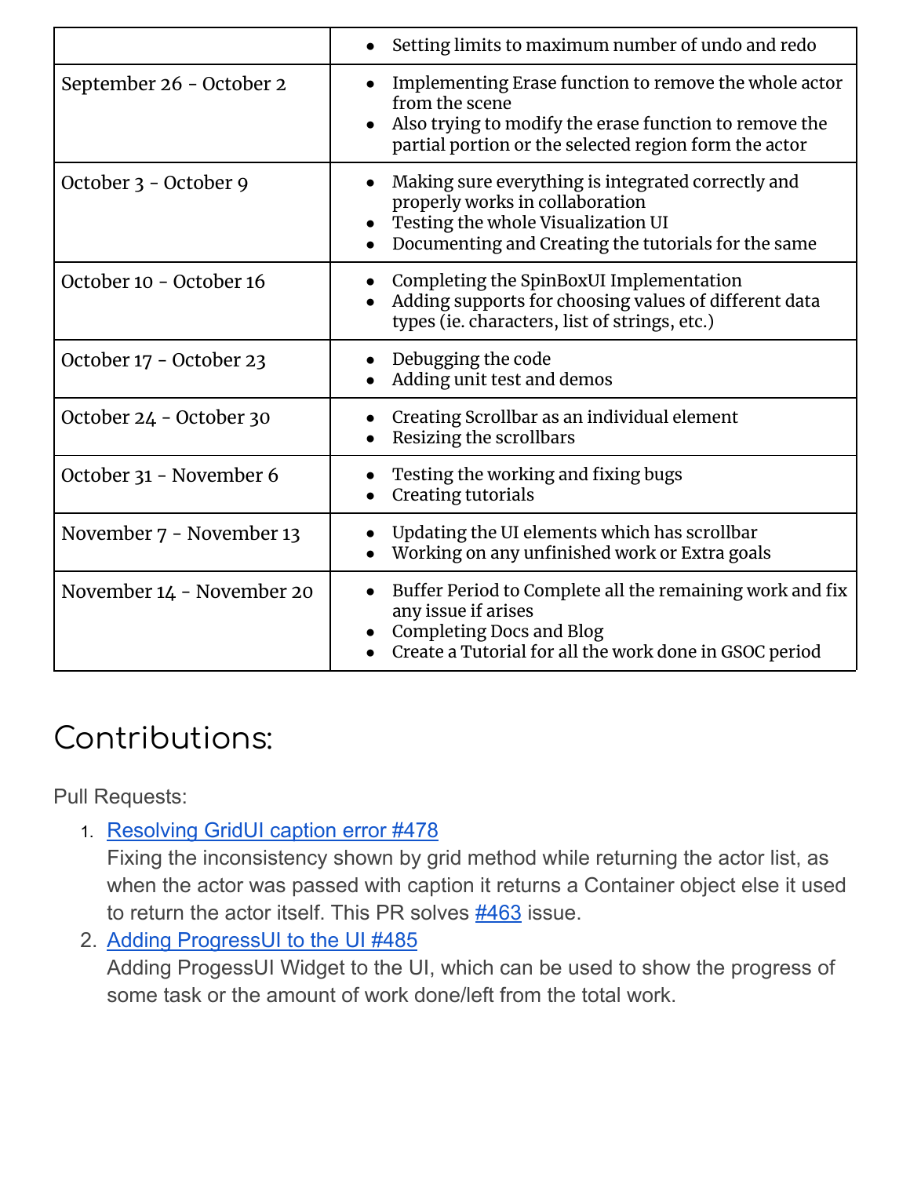| | |
|---|---|
| | • Setting limits to maximum number of undo and redo |
| September 26 - October 2 | • Implementing Erase function to remove the whole actor from the scene<br>• Also trying to modify the erase function to remove the partial portion or the selected region form the actor |
| October 3 - October 9 | • Making sure everything is integrated correctly and properly works in collaboration<br>• Testing the whole Visualization UI<br>• Documenting and Creating the tutorials for the same |
| October 10 - October 16 | • Completing the SpinBoxUI Implementation<br>• Adding supports for choosing values of different data types (ie. characters, list of strings, etc.) |
| October 17 - October 23 | • Debugging the code<br>• Adding unit test and demos |
| October 24 - October 30 | • Creating Scrollbar as an individual element<br>• Resizing the scrollbars |
| October 31 - November 6 | • Testing the working and fixing bugs<br>• Creating tutorials |
| November 7 - November 13 | • Updating the UI elements which has scrollbar<br>• Working on any unfinished work or Extra goals |
| November 14 - November 20 | • Buffer Period to Complete all the remaining work and fix any issue if arises<br>• Completing Docs and Blog<br>• Create a Tutorial for all the work done in GSOC period |

# Contributions:

Pull Requests:

1. Resolving GridUI caption error #478
   Fixing the inconsistency shown by grid method while returning the actor list, as when the actor was passed with caption it returns a Container object else it used to return the actor itself. This PR solves #463 issue.
2. Adding ProgressUI to the UI #485
   Adding ProgessUI Widget to the UI, which can be used to show the progress of some task or the amount of work done/left from the total work.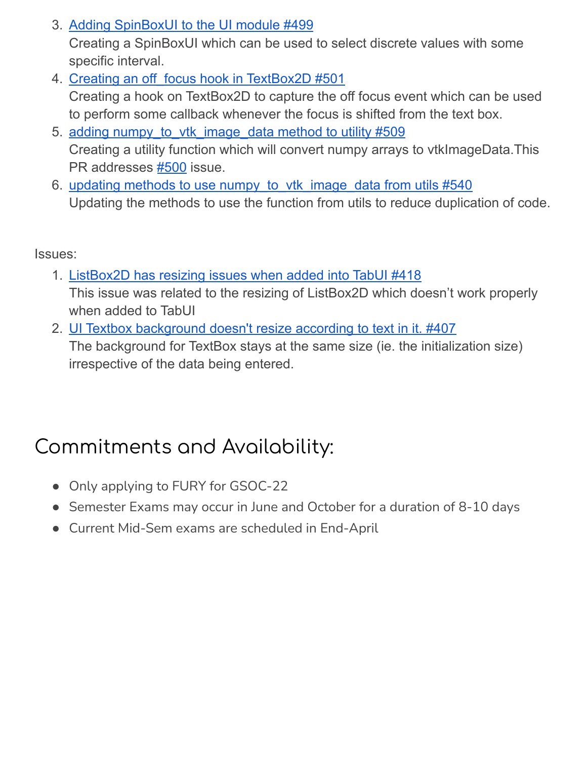3. [Adding SpinBoxUI to the UI module #499]
   Creating a SpinBoxUI which can be used to select discrete values with some specific interval.
4. [Creating an off_focus hook in TextBox2D #501]
   Creating a hook on TextBox2D to capture the off focus event which can be used to perform some callback whenever the focus is shifted from the text box.
5. [adding numpy_to_vtk_image_data method to utility #509]
   Creating a utility function which will convert numpy arrays to vtkImageData.This PR addresses [#500] issue.
6. [updating methods to use numpy_to_vtk_image_data from utils #540]
   Updating the methods to use the function from utils to reduce duplication of code.

Issues:

1. [ListBox2D has resizing issues when added into TabUI #418]
   This issue was related to the resizing of ListBox2D which doesn't work properly when added to TabUI
2. [UI Textbox background doesn't resize according to text in it. #407]
   The background for TextBox stays at the same size (ie. the initialization size) irrespective of the data being entered.

## Commitments and Availability:

- Only applying to FURY for GSOC-22
- Semester Exams may occur in June and October for a duration of 8-10 days
- Current Mid-Sem exams are scheduled in End-April